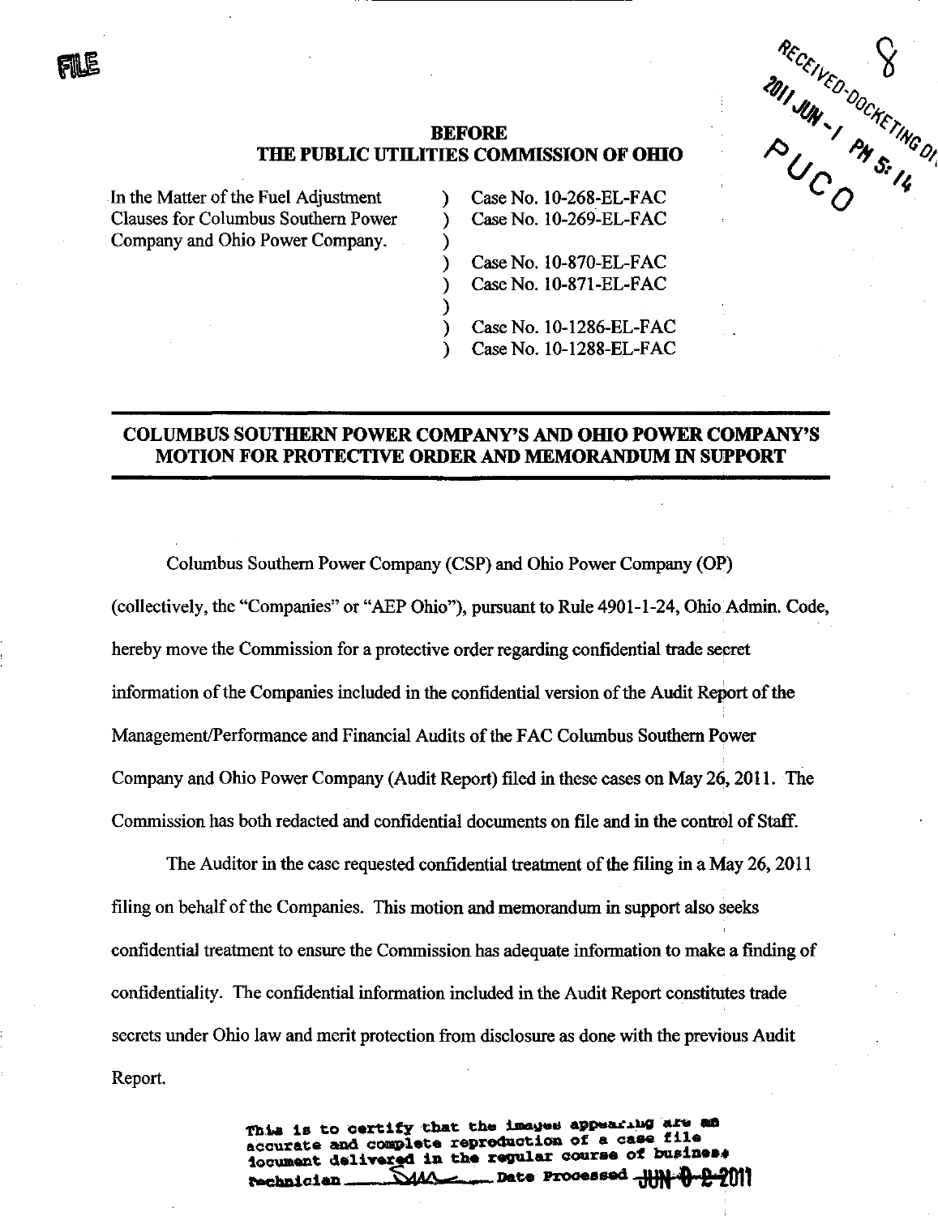FILE

RECEIVED-DOCKETING DIV
2011 JUN -1 PM 5:14
PUCO

**BEFORE**
**THE PUBLIC UTILITIES COMMISSION OF OHIO**

| | | |
|---|---|---|
| In the Matter of the Fuel Adjustment Clauses for Columbus Southern Power Company and Ohio Power Company. | ) | Case No. 10-268-EL-FAC |
| | ) | Case No. 10-269-EL-FAC |
| | ) | |
| | ) | Case No. 10-870-EL-FAC |
| | ) | Case No. 10-871-EL-FAC |
| | ) | |
| | ) | Case No. 10-1286-EL-FAC |
| | ) | Case No. 10-1288-EL-FAC |

## COLUMBUS SOUTHERN POWER COMPANY'S AND OHIO POWER COMPANY'S MOTION FOR PROTECTIVE ORDER AND MEMORANDUM IN SUPPORT

Columbus Southern Power Company (CSP) and Ohio Power Company (OP) (collectively, the "Companies" or "AEP Ohio"), pursuant to Rule 4901-1-24, Ohio Admin. Code, hereby move the Commission for a protective order regarding confidential trade secret information of the Companies included in the confidential version of the Audit Report of the Management/Performance and Financial Audits of the FAC Columbus Southern Power Company and Ohio Power Company (Audit Report) filed in these cases on May 26, 2011. The Commission has both redacted and confidential documents on file and in the control of Staff.

The Auditor in the case requested confidential treatment of the filing in a May 26, 2011 filing on behalf of the Companies. This motion and memorandum in support also seeks confidential treatment to ensure the Commission has adequate information to make a finding of confidentiality. The confidential information included in the Audit Report constitutes trade secrets under Ohio law and merit protection from disclosure as done with the previous Audit Report.

This is to certify that the images appearing are an accurate and complete reproduction of a case file document delivered in the regular course of business. Technician SMA Date Processed JUN 02 2011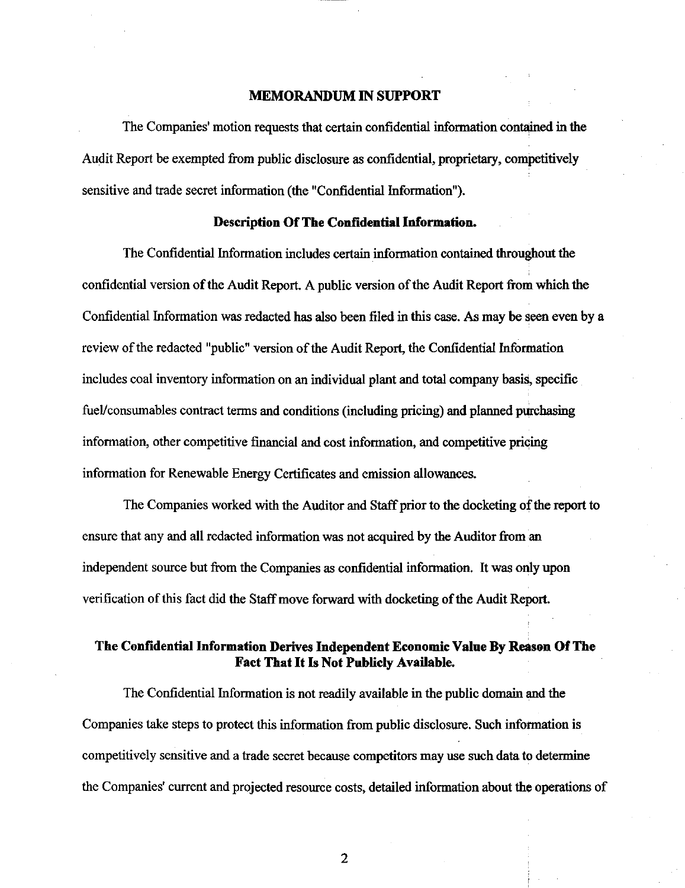## MEMORANDUM IN SUPPORT

The Companies' motion requests that certain confidential information contained in the Audit Report be exempted from public disclosure as confidential, proprietary, competitively sensitive and trade secret information (the "Confidential Information").

### Description Of The Confidential Information.

The Confidential Information includes certain information contained throughout the confidential version of the Audit Report. A public version of the Audit Report from which the Confidential Information was redacted has also been filed in this case. As may be seen even by a review of the redacted "public" version of the Audit Report, the Confidential Information includes coal inventory information on an individual plant and total company basis, specific fuel/consumables contract terms and conditions (including pricing) and planned purchasing information, other competitive financial and cost information, and competitive pricing information for Renewable Energy Certificates and emission allowances.

The Companies worked with the Auditor and Staff prior to the docketing of the report to ensure that any and all redacted information was not acquired by the Auditor from an independent source but from the Companies as confidential information. It was only upon verification of this fact did the Staff move forward with docketing of the Audit Report.

### The Confidential Information Derives Independent Economic Value By Reason Of The Fact That It Is Not Publicly Available.

The Confidential Information is not readily available in the public domain and the Companies take steps to protect this information from public disclosure. Such information is competitively sensitive and a trade secret because competitors may use such data to determine the Companies' current and projected resource costs, detailed information about the operations of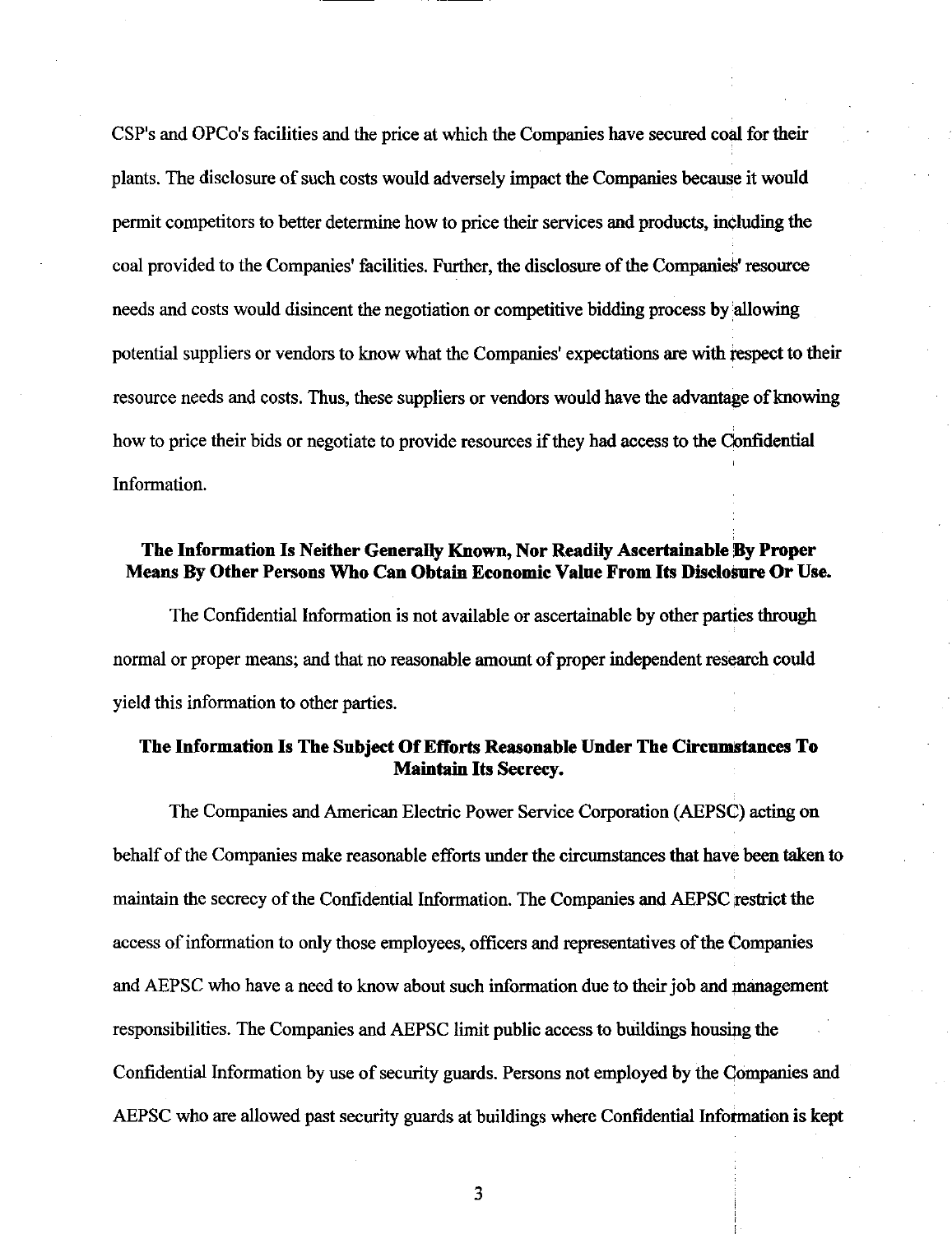CSP's and OPCo's facilities and the price at which the Companies have secured coal for their plants. The disclosure of such costs would adversely impact the Companies because it would permit competitors to better determine how to price their services and products, including the coal provided to the Companies' facilities. Further, the disclosure of the Companies' resource needs and costs would disincent the negotiation or competitive bidding process by allowing potential suppliers or vendors to know what the Companies' expectations are with respect to their resource needs and costs. Thus, these suppliers or vendors would have the advantage of knowing how to price their bids or negotiate to provide resources if they had access to the Confidential Information.

**The Information Is Neither Generally Known, Nor Readily Ascertainable By Proper Means By Other Persons Who Can Obtain Economic Value From Its Disclosure Or Use.**

The Confidential Information is not available or ascertainable by other parties through normal or proper means; and that no reasonable amount of proper independent research could yield this information to other parties.

**The Information Is The Subject Of Efforts Reasonable Under The Circumstances To Maintain Its Secrecy.**

The Companies and American Electric Power Service Corporation (AEPSC) acting on behalf of the Companies make reasonable efforts under the circumstances that have been taken to maintain the secrecy of the Confidential Information. The Companies and AEPSC restrict the access of information to only those employees, officers and representatives of the Companies and AEPSC who have a need to know about such information due to their job and management responsibilities. The Companies and AEPSC limit public access to buildings housing the Confidential Information by use of security guards. Persons not employed by the Companies and AEPSC who are allowed past security guards at buildings where Confidential Information is kept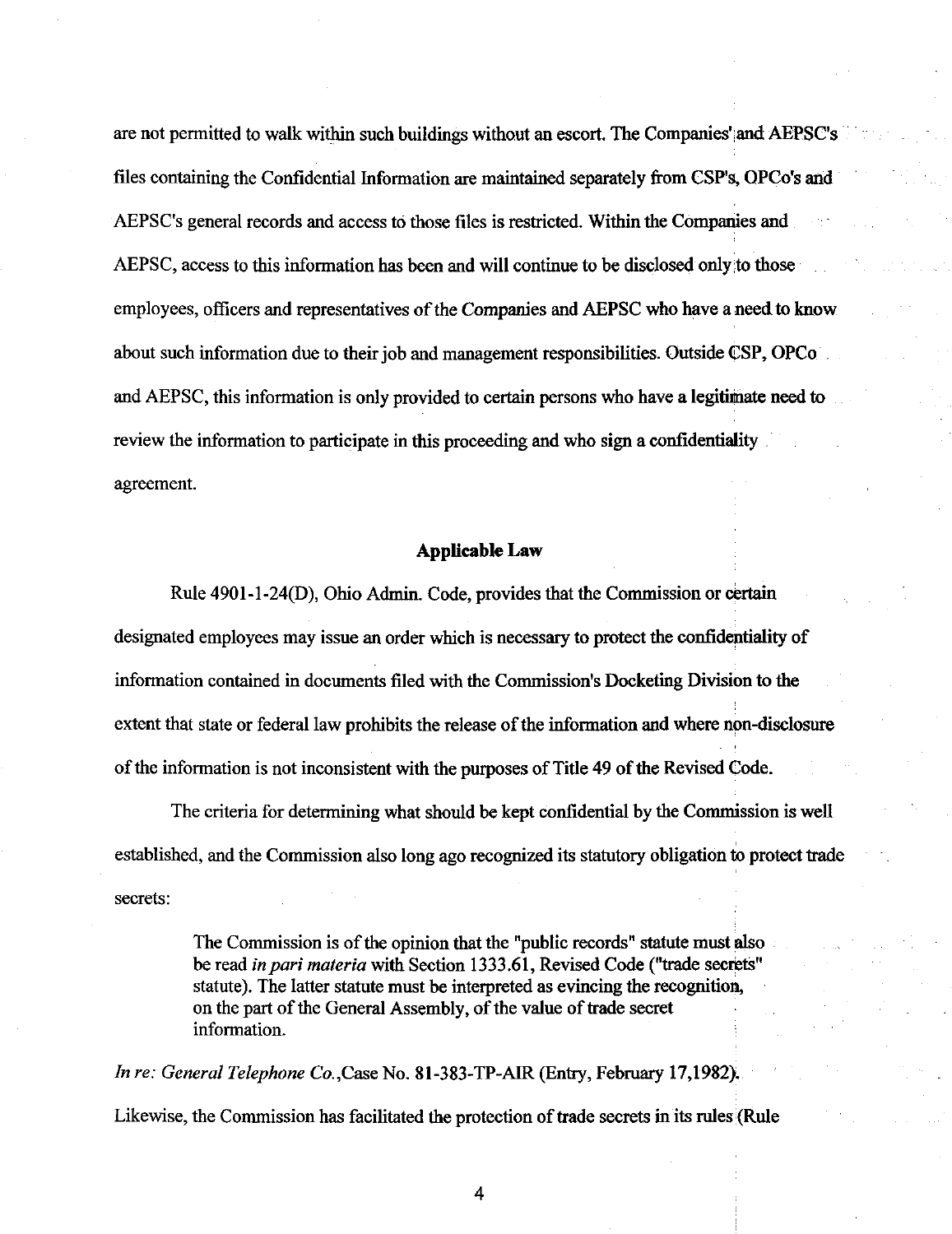are not permitted to walk within such buildings without an escort. The Companies' and AEPSC's files containing the Confidential Information are maintained separately from CSP's, OPCo's and AEPSC's general records and access to those files is restricted. Within the Companies and AEPSC, access to this information has been and will continue to be disclosed only to those employees, officers and representatives of the Companies and AEPSC who have a need to know about such information due to their job and management responsibilities. Outside CSP, OPCo and AEPSC, this information is only provided to certain persons who have a legitimate need to review the information to participate in this proceeding and who sign a confidentiality agreement.

**Applicable Law**

Rule 4901-1-24(D), Ohio Admin. Code, provides that the Commission or certain designated employees may issue an order which is necessary to protect the confidentiality of information contained in documents filed with the Commission's Docketing Division to the extent that state or federal law prohibits the release of the information and where non-disclosure of the information is not inconsistent with the purposes of Title 49 of the Revised Code.

The criteria for determining what should be kept confidential by the Commission is well established, and the Commission also long ago recognized its statutory obligation to protect trade secrets:

> The Commission is of the opinion that the "public records" statute must also be read *in pari materia* with Section 1333.61, Revised Code ("trade secrets" statute). The latter statute must be interpreted as evincing the recognition, on the part of the General Assembly, of the value of trade secret information.

*In re: General Telephone Co.*,Case No. 81-383-TP-AIR (Entry, February 17,1982).

Likewise, the Commission has facilitated the protection of trade secrets in its rules (Rule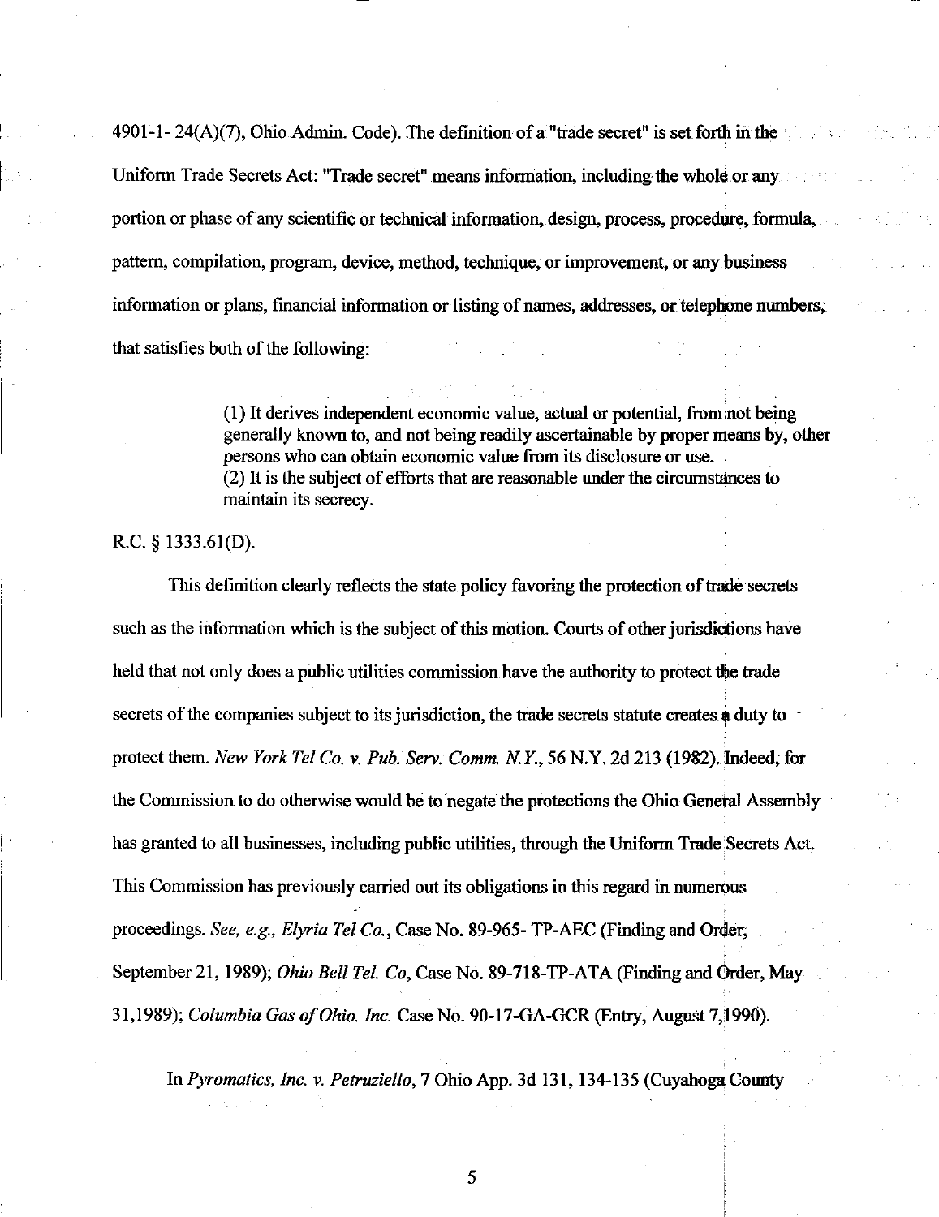4901-1- 24(A)(7), Ohio Admin. Code). The definition of a "trade secret" is set forth in the Uniform Trade Secrets Act: "Trade secret" means information, including the whole or any portion or phase of any scientific or technical information, design, process, procedure, formula, pattern, compilation, program, device, method, technique, or improvement, or any business information or plans, financial information or listing of names, addresses, or telephone numbers, that satisfies both of the following:

> (1) It derives independent economic value, actual or potential, from not being generally known to, and not being readily ascertainable by proper means by, other persons who can obtain economic value from its disclosure or use.
> (2) It is the subject of efforts that are reasonable under the circumstances to maintain its secrecy.

R.C. § 1333.61(D).

This definition clearly reflects the state policy favoring the protection of trade secrets such as the information which is the subject of this motion. Courts of other jurisdictions have held that not only does a public utilities commission have the authority to protect the trade secrets of the companies subject to its jurisdiction, the trade secrets statute creates a duty to protect them. *New York Tel Co. v. Pub. Serv. Comm. N.Y.*, 56 N.Y. 2d 213 (1982). Indeed, for the Commission to do otherwise would be to negate the protections the Ohio General Assembly has granted to all businesses, including public utilities, through the Uniform Trade Secrets Act. This Commission has previously carried out its obligations in this regard in numerous proceedings. *See, e.g., Elyria Tel Co.*, Case No. 89-965- TP-AEC (Finding and Order, September 21, 1989); *Ohio Bell Tel. Co*, Case No. 89-718-TP-ATA (Finding and Order, May 31,1989); *Columbia Gas of Ohio. Inc.* Case No. 90-17-GA-GCR (Entry, August 7,1990).

In *Pyromatics, Inc. v. Petruziello*, 7 Ohio App. 3d 131, 134-135 (Cuyahoga County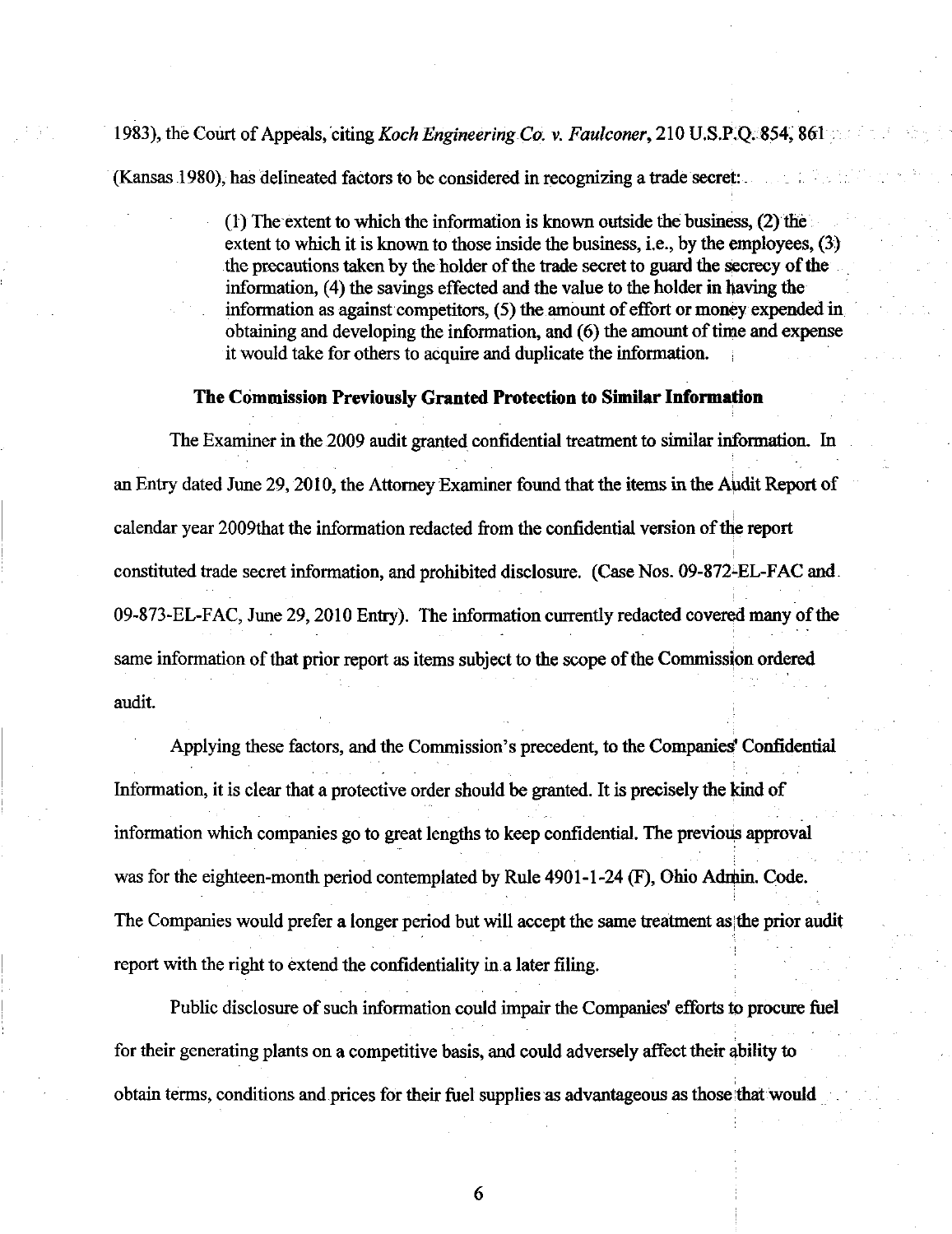1983), the Court of Appeals, citing *Koch Engineering Co. v. Faulconer*, 210 U.S.P.Q. 854, 861 (Kansas 1980), has delineated factors to be considered in recognizing a trade secret:

> (1) The extent to which the information is known outside the business, (2) the extent to which it is known to those inside the business, i.e., by the employees, (3) the precautions taken by the holder of the trade secret to guard the secrecy of the information, (4) the savings effected and the value to the holder in having the information as against competitors, (5) the amount of effort or money expended in obtaining and developing the information, and (6) the amount of time and expense it would take for others to acquire and duplicate the information.

**The Commission Previously Granted Protection to Similar Information**

The Examiner in the 2009 audit granted confidential treatment to similar information. In an Entry dated June 29, 2010, the Attorney Examiner found that the items in the Audit Report of calendar year 2009that the information redacted from the confidential version of the report constituted trade secret information, and prohibited disclosure. (Case Nos. 09-872-EL-FAC and 09-873-EL-FAC, June 29, 2010 Entry). The information currently redacted covered many of the same information of that prior report as items subject to the scope of the Commission ordered audit.

Applying these factors, and the Commission's precedent, to the Companies' Confidential Information, it is clear that a protective order should be granted. It is precisely the kind of information which companies go to great lengths to keep confidential. The previous approval was for the eighteen-month period contemplated by Rule 4901-1-24 (F), Ohio Admin. Code. The Companies would prefer a longer period but will accept the same treatment as the prior audit report with the right to extend the confidentiality in a later filing.

Public disclosure of such information could impair the Companies' efforts to procure fuel for their generating plants on a competitive basis, and could adversely affect their ability to obtain terms, conditions and prices for their fuel supplies as advantageous as those that would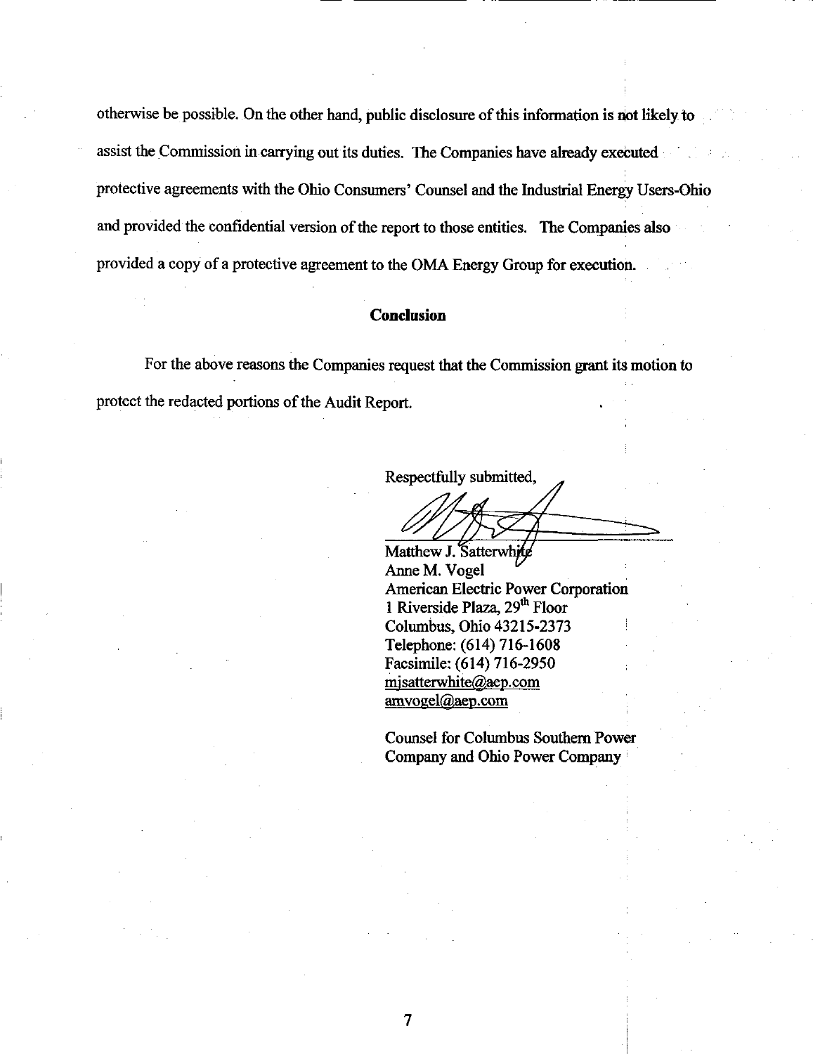otherwise be possible. On the other hand, public disclosure of this information is not likely to assist the Commission in carrying out its duties. The Companies have already executed protective agreements with the Ohio Consumers' Counsel and the Industrial Energy Users-Ohio and provided the confidential version of the report to those entities. The Companies also provided a copy of a protective agreement to the OMA Energy Group for execution.

## Conclusion

For the above reasons the Companies request that the Commission grant its motion to protect the redacted portions of the Audit Report.

Respectfully submitted,

Matthew J. Satterwhite
Anne M. Vogel
American Electric Power Corporation
1 Riverside Plaza, 29th Floor
Columbus, Ohio 43215-2373
Telephone: (614) 716-1608
Facsimile: (614) 716-2950
mjsatterwhite@aep.com
amvogel@aep.com

Counsel for Columbus Southern Power Company and Ohio Power Company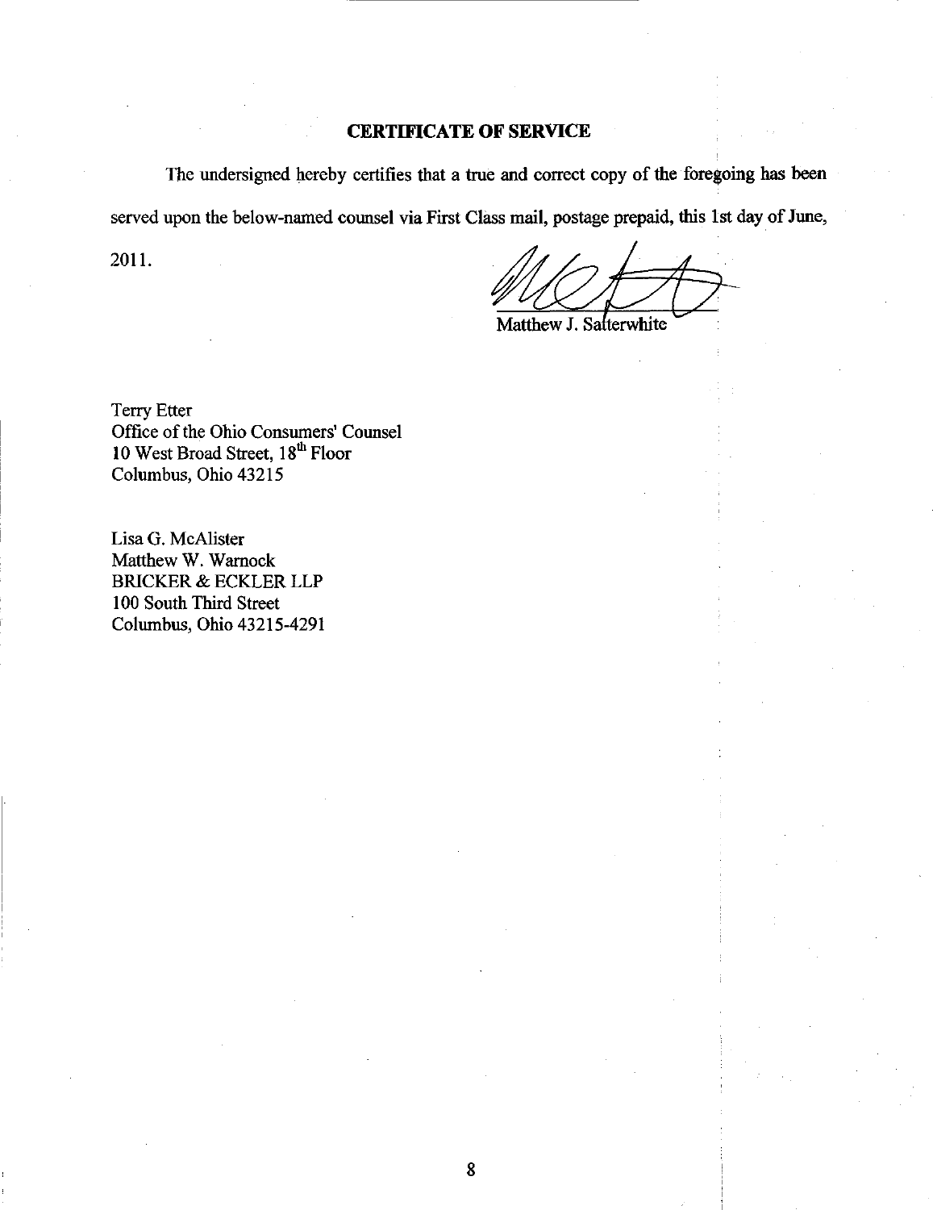## CERTIFICATE OF SERVICE

The undersigned hereby certifies that a true and correct copy of the foregoing has been served upon the below-named counsel via First Class mail, postage prepaid, this 1st day of June, 2011.

Matthew J. Satterwhite

Terry Etter
Office of the Ohio Consumers' Counsel
10 West Broad Street, 18th Floor
Columbus, Ohio 43215

Lisa G. McAlister
Matthew W. Warnock
BRICKER & ECKLER LLP
100 South Third Street
Columbus, Ohio 43215-4291